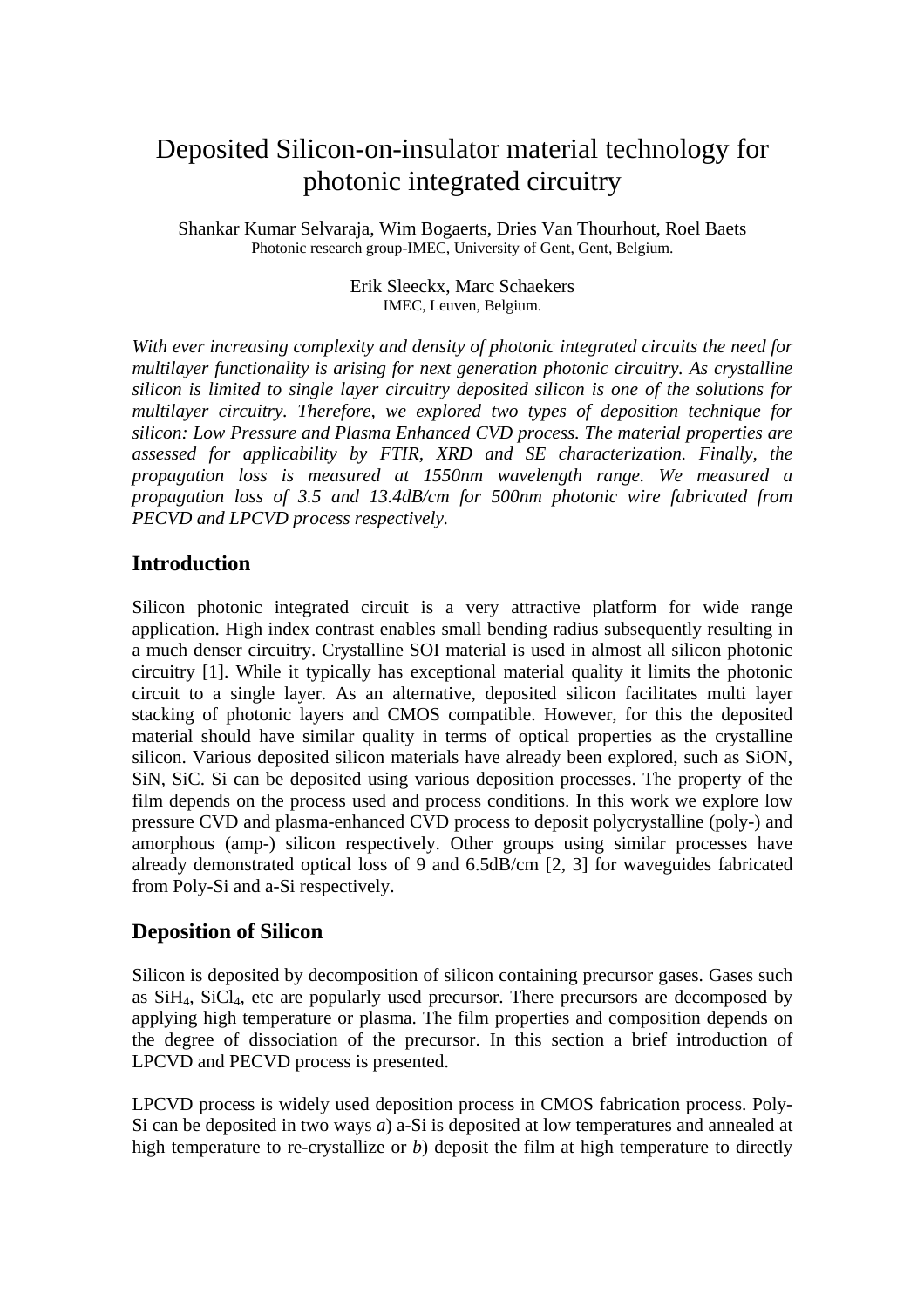# Deposited Silicon-on-insulator material technology for photonic integrated circuitry

Shankar Kumar Selvaraja, Wim Bogaerts, Dries Van Thourhout, Roel Baets
Photonic research group-IMEC, University of Gent, Gent, Belgium.

Erik Sleeckx, Marc Schaekers
IMEC, Leuven, Belgium.

*With ever increasing complexity and density of photonic integrated circuits the need for multilayer functionality is arising for next generation photonic circuitry. As crystalline silicon is limited to single layer circuitry deposited silicon is one of the solutions for multilayer circuitry. Therefore, we explored two types of deposition technique for silicon: Low Pressure and Plasma Enhanced CVD process. The material properties are assessed for applicability by FTIR, XRD and SE characterization. Finally, the propagation loss is measured at 1550nm wavelength range. We measured a propagation loss of 3.5 and 13.4dB/cm for 500nm photonic wire fabricated from PECVD and LPCVD process respectively.*

## Introduction

Silicon photonic integrated circuit is a very attractive platform for wide range application. High index contrast enables small bending radius subsequently resulting in a much denser circuitry. Crystalline SOI material is used in almost all silicon photonic circuitry [1]. While it typically has exceptional material quality it limits the photonic circuit to a single layer. As an alternative, deposited silicon facilitates multi layer stacking of photonic layers and CMOS compatible. However, for this the deposited material should have similar quality in terms of optical properties as the crystalline silicon. Various deposited silicon materials have already been explored, such as SiON, SiN, SiC. Si can be deposited using various deposition processes. The property of the film depends on the process used and process conditions. In this work we explore low pressure CVD and plasma-enhanced CVD process to deposit polycrystalline (poly-) and amorphous (amp-) silicon respectively. Other groups using similar processes have already demonstrated optical loss of 9 and 6.5dB/cm [2, 3] for waveguides fabricated from Poly-Si and a-Si respectively.

## Deposition of Silicon

Silicon is deposited by decomposition of silicon containing precursor gases. Gases such as $SiH_4$, $SiCl_4$, etc are popularly used precursor. There precursors are decomposed by applying high temperature or plasma. The film properties and composition depends on the degree of dissociation of the precursor. In this section a brief introduction of LPCVD and PECVD process is presented.

LPCVD process is widely used deposition process in CMOS fabrication process. Poly-Si can be deposited in two ways *a*) a-Si is deposited at low temperatures and annealed at high temperature to re-crystallize or *b*) deposit the film at high temperature to directly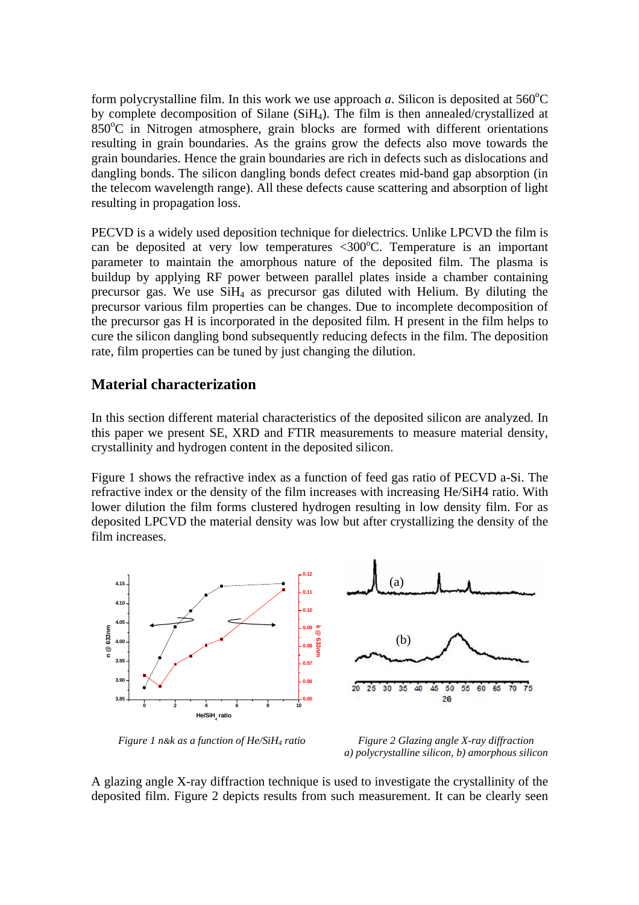form polycrystalline film. In this work we use approach *a*. Silicon is deposited at 560$^o$C by complete decomposition of Silane ($SiH_4$). The film is then annealed/crystallized at 850$^o$C in Nitrogen atmosphere, grain blocks are formed with different orientations resulting in grain boundaries. As the grains grow the defects also move towards the grain boundaries. Hence the grain boundaries are rich in defects such as dislocations and dangling bonds. The silicon dangling bonds defect creates mid-band gap absorption (in the telecom wavelength range). All these defects cause scattering and absorption of light resulting in propagation loss.

PECVD is a widely used deposition technique for dielectrics. Unlike LPCVD the film is can be deposited at very low temperatures <300$^o$C. Temperature is an important parameter to maintain the amorphous nature of the deposited film. The plasma is buildup by applying RF power between parallel plates inside a chamber containing precursor gas. We use $SiH_4$ as precursor gas diluted with Helium. By diluting the precursor various film properties can be changes. Due to incomplete decomposition of the precursor gas H is incorporated in the deposited film. H present in the film helps to cure the silicon dangling bond subsequently reducing defects in the film. The deposition rate, film properties can be tuned by just changing the dilution.

## Material characterization

In this section different material characteristics of the deposited silicon are analyzed. In this paper we present SE, XRD and FTIR measurements to measure material density, crystallinity and hydrogen content in the deposited silicon.

Figure 1 shows the refractive index as a function of feed gas ratio of PECVD a-Si. The refractive index or the density of the film increases with increasing He/SiH4 ratio. With lower dilution the film forms clustered hydrogen resulting in low density film. For as deposited LPCVD the material density was low but after crystallizing the density of the film increases.

*Figure 1 n&k as a function of He/$SiH_4$ ratio*

*Figure 2 Glazing angle X-ray diffraction a) polycrystalline silicon, b) amorphous silicon*

A glazing angle X-ray diffraction technique is used to investigate the crystallinity of the deposited film. Figure 2 depicts results from such measurement. It can be clearly seen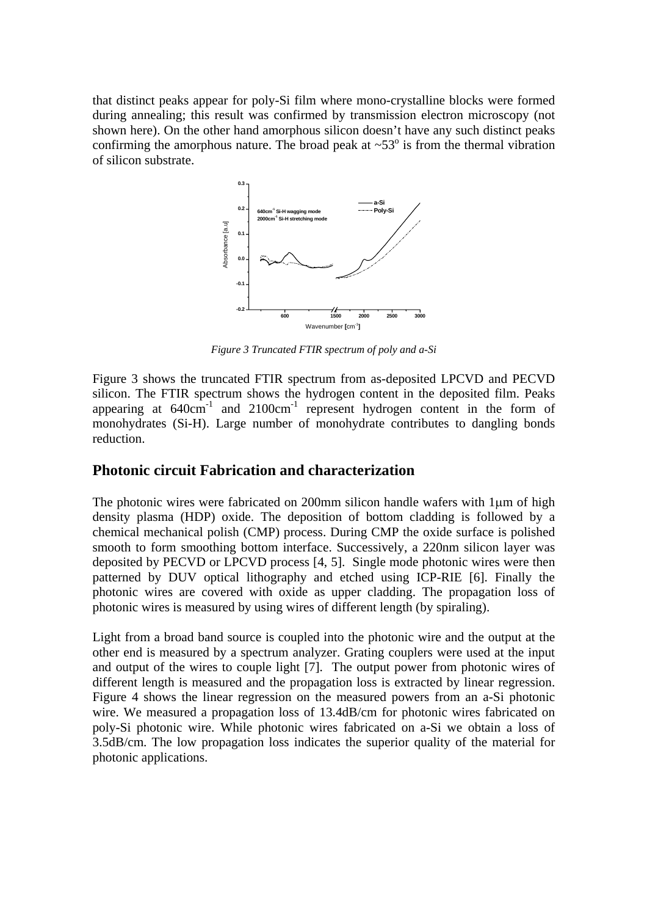that distinct peaks appear for poly-Si film where mono-crystalline blocks were formed during annealing; this result was confirmed by transmission electron microscopy (not shown here). On the other hand amorphous silicon doesn't have any such distinct peaks confirming the amorphous nature. The broad peak at ~53° is from the thermal vibration of silicon substrate.

*Figure 3 Truncated FTIR spectrum of poly and a-Si*

Figure 3 shows the truncated FTIR spectrum from as-deposited LPCVD and PECVD silicon. The FTIR spectrum shows the hydrogen content in the deposited film. Peaks appearing at 640cm$^{-1}$ and 2100cm$^{-1}$ represent hydrogen content in the form of monohydrates (Si-H). Large number of monohydrate contributes to dangling bonds reduction.

## Photonic circuit Fabrication and characterization

The photonic wires were fabricated on 200mm silicon handle wafers with 1μm of high density plasma (HDP) oxide. The deposition of bottom cladding is followed by a chemical mechanical polish (CMP) process. During CMP the oxide surface is polished smooth to form smoothing bottom interface. Successively, a 220nm silicon layer was deposited by PECVD or LPCVD process [4, 5]. Single mode photonic wires were then patterned by DUV optical lithography and etched using ICP-RIE [6]. Finally the photonic wires are covered with oxide as upper cladding. The propagation loss of photonic wires is measured by using wires of different length (by spiraling).

Light from a broad band source is coupled into the photonic wire and the output at the other end is measured by a spectrum analyzer. Grating couplers were used at the input and output of the wires to couple light [7]. The output power from photonic wires of different length is measured and the propagation loss is extracted by linear regression. Figure 4 shows the linear regression on the measured powers from an a-Si photonic wire. We measured a propagation loss of 13.4dB/cm for photonic wires fabricated on poly-Si photonic wire. While photonic wires fabricated on a-Si we obtain a loss of 3.5dB/cm. The low propagation loss indicates the superior quality of the material for photonic applications.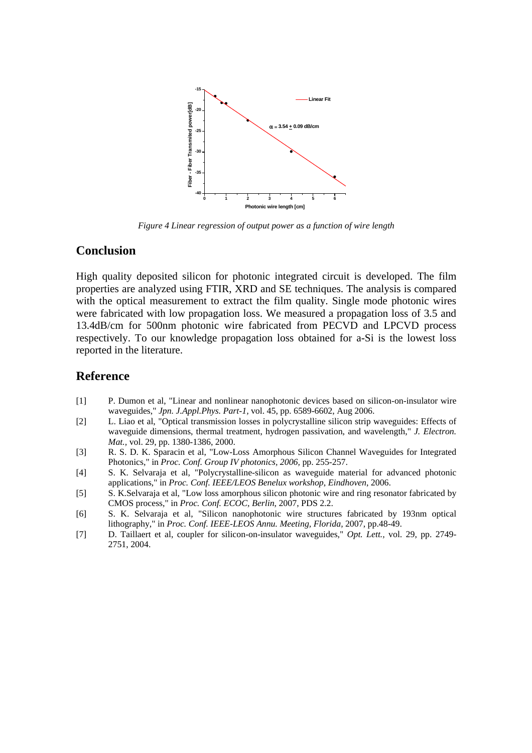-15
-20
-25
-30
-35
-40

Fiber - Fiber Transmited power[dB]

0 1 2 3 4 5 6

Photonic wire length [cm]

Linear Fit

$\alpha$ = 3.54 ± 0.09 dB/cm

*Figure 4 Linear regression of output power as a function of wire length*

## Conclusion

High quality deposited silicon for photonic integrated circuit is developed. The film properties are analyzed using FTIR, XRD and SE techniques. The analysis is compared with the optical measurement to extract the film quality. Single mode photonic wires were fabricated with low propagation loss. We measured a propagation loss of 3.5 and 13.4dB/cm for 500nm photonic wire fabricated from PECVD and LPCVD process respectively. To our knowledge propagation loss obtained for a-Si is the lowest loss reported in the literature.

## Reference

[1] P. Dumon et al, "Linear and nonlinear nanophotonic devices based on silicon-on-insulator wire waveguides," *Jpn. J.Appl.Phys. Part-1*, vol. 45, pp. 6589-6602, Aug 2006.

[2] L. Liao et al, "Optical transmission losses in polycrystalline silicon strip waveguides: Effects of waveguide dimensions, thermal treatment, hydrogen passivation, and wavelength," *J. Electron. Mat.*, vol. 29, pp. 1380-1386, 2000.

[3] R. S. D. K. Sparacin et al, "Low-Loss Amorphous Silicon Channel Waveguides for Integrated Photonics," in *Proc. Conf. Group IV photonics, 2006*, pp. 255-257.

[4] S. K. Selvaraja et al, "Polycrystalline-silicon as waveguide material for advanced photonic applications," in *Proc. Conf. IEEE/LEOS Benelux workshop, Eindhoven*, 2006.

[5] S. K.Selvaraja et al, "Low loss amorphous silicon photonic wire and ring resonator fabricated by CMOS process," in *Proc. Conf. ECOC, Berlin*, 2007, PDS 2.2.

[6] S. K. Selvaraja et al, "Silicon nanophotonic wire structures fabricated by 193nm optical lithography," in *Proc. Conf. IEEE-LEOS Annu. Meeting, Florida*, 2007, pp.48-49.

[7] D. Taillaert et al, coupler for silicon-on-insulator waveguides," *Opt. Lett.*, vol. 29, pp. 2749-2751, 2004.